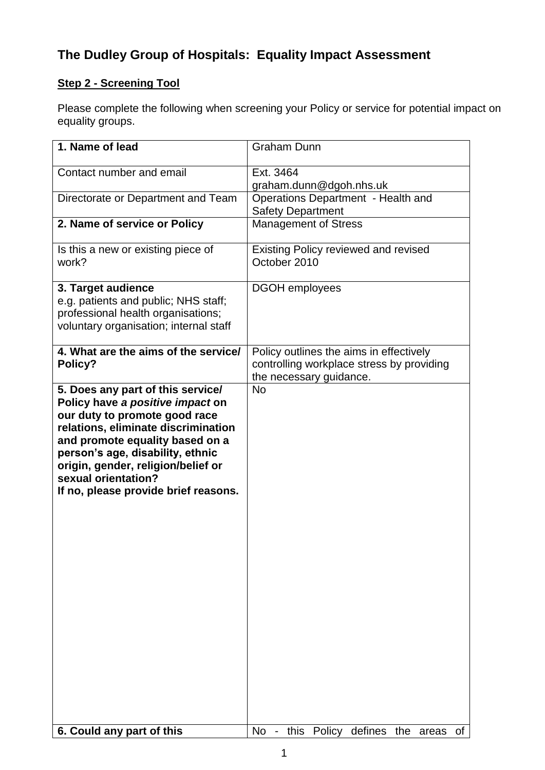# The Dudley Group of Hospitals: Equality Impact Assessment

## Step 2 - Screening Tool

Please complete the following when screening your Policy or service for potential impact on equality groups.

| **1. Name of lead** | Graham Dunn |
|---|---|
| Contact number and email | Ext. 3464<br>graham.dunn@dgoh.nhs.uk |
| Directorate or Department and Team | Operations Department - Health and Safety Department |
| **2. Name of service or Policy** | Management of Stress |
| Is this a new or existing piece of work? | Existing Policy reviewed and revised October 2010 |
| **3. Target audience**<br>e.g. patients and public; NHS staff; professional health organisations; voluntary organisation; internal staff | DGOH employees |
| **4. What are the aims of the service/ Policy?** | Policy outlines the aims in effectively controlling workplace stress by providing the necessary guidance. |
| **5. Does any part of this service/ Policy have *a positive impact* on our duty to promote good race relations, eliminate discrimination and promote equality based on a person's age, disability, ethnic origin, gender, religion/belief or sexual orientation?**<br>**If no, please provide brief reasons.** | No |
| **6. Could any part of this** | No - this Policy defines the areas of |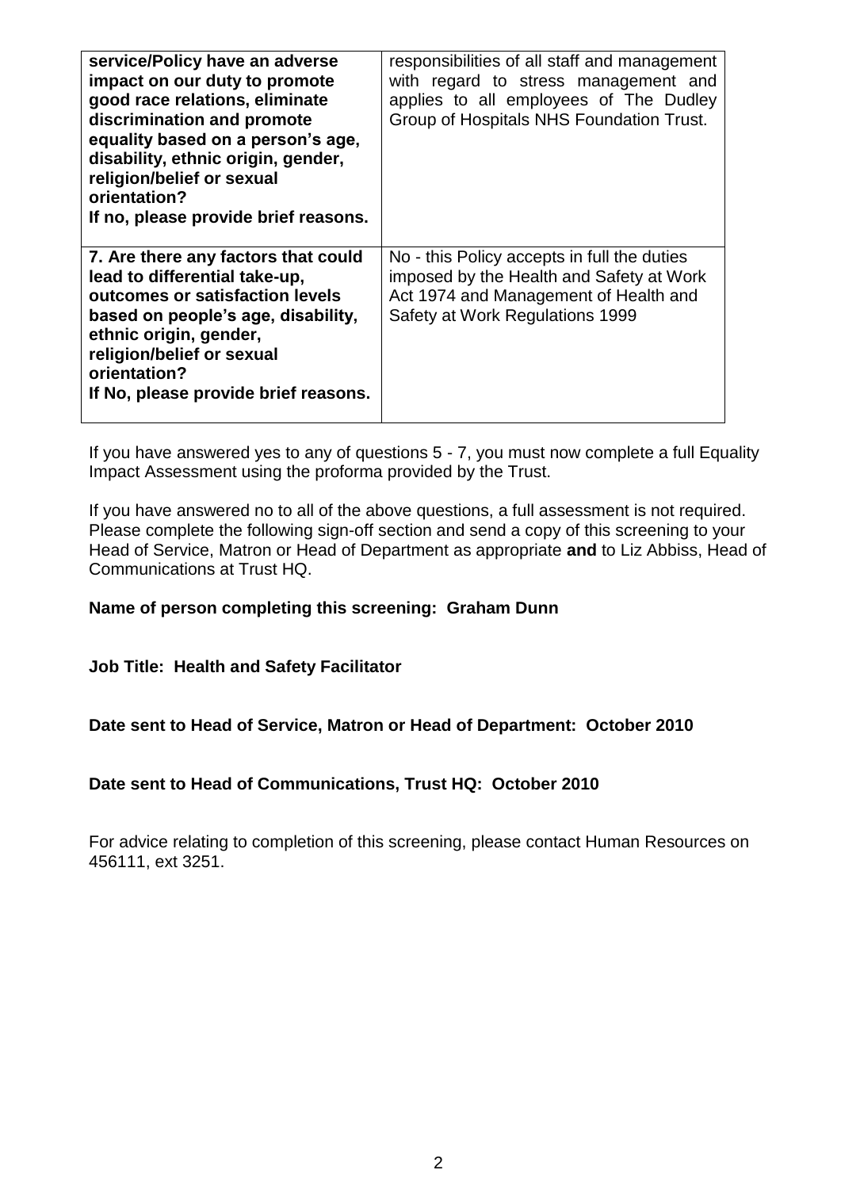| | |
|---|---|
| **service/Policy have an adverse impact on our duty to promote good race relations, eliminate discrimination and promote equality based on a person's age, disability, ethnic origin, gender, religion/belief or sexual orientation?**<br>**If no, please provide brief reasons.** | responsibilities of all staff and management with regard to stress management and applies to all employees of The Dudley Group of Hospitals NHS Foundation Trust. |
| **7. Are there any factors that could lead to differential take-up, outcomes or satisfaction levels based on people's age, disability, ethnic origin, gender, religion/belief or sexual orientation?**<br>**If No, please provide brief reasons.** | No - this Policy accepts in full the duties imposed by the Health and Safety at Work Act 1974 and Management of Health and Safety at Work Regulations 1999 |

If you have answered yes to any of questions 5 - 7, you must now complete a full Equality Impact Assessment using the proforma provided by the Trust.

If you have answered no to all of the above questions, a full assessment is not required. Please complete the following sign-off section and send a copy of this screening to your Head of Service, Matron or Head of Department as appropriate **and** to Liz Abbiss, Head of Communications at Trust HQ.

**Name of person completing this screening: Graham Dunn**

**Job Title: Health and Safety Facilitator**

**Date sent to Head of Service, Matron or Head of Department: October 2010**

**Date sent to Head of Communications, Trust HQ: October 2010**

For advice relating to completion of this screening, please contact Human Resources on 456111, ext 3251.